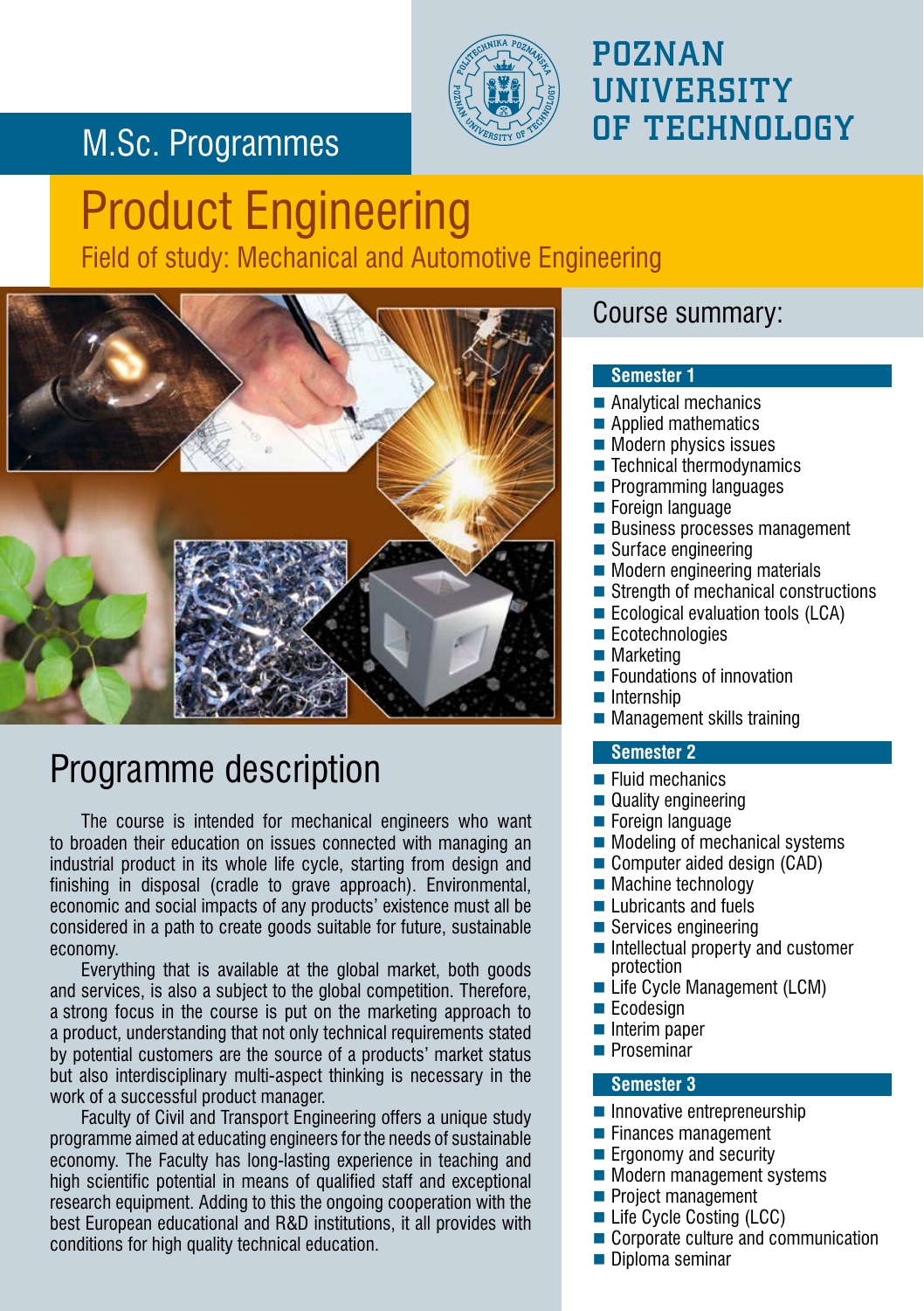M.Sc. Programmes

POZNAN UNIVERSITY OF TECHNOLOGY

# Product Engineering

Field of study: Mechanical and Automotive Engineering

## Programme description

The course is intended for mechanical engineers who want to broaden their education on issues connected with managing an industrial product in its whole life cycle, starting from design and finishing in disposal (cradle to grave approach). Environmental, economic and social impacts of any products' existence must all be considered in a path to create goods suitable for future, sustainable economy.

Everything that is available at the global market, both goods and services, is also a subject to the global competition. Therefore, a strong focus in the course is put on the marketing approach to a product, understanding that not only technical requirements stated by potential customers are the source of a products' market status but also interdisciplinary multi-aspect thinking is necessary in the work of a successful product manager.

Faculty of Civil and Transport Engineering offers a unique study programme aimed at educating engineers for the needs of sustainable economy. The Faculty has long-lasting experience in teaching and high scientific potential in means of qualified staff and exceptional research equipment. Adding to this the ongoing cooperation with the best European educational and R&D institutions, it all provides with conditions for high quality technical education.

## Course summary:

### Semester 1

- Analytical mechanics
- Applied mathematics
- Modern physics issues
- Technical thermodynamics
- Programming languages
- Foreign language
- Business processes management
- Surface engineering
- Modern engineering materials
- Strength of mechanical constructions
- Ecological evaluation tools (LCA)
- Ecotechnologies
- Marketing
- Foundations of innovation
- Internship
- Management skills training

### Semester 2

- Fluid mechanics
- Quality engineering
- Foreign language
- Modeling of mechanical systems
- Computer aided design (CAD)
- Machine technology
- Lubricants and fuels
- Services engineering
- Intellectual property and customer protection
- Life Cycle Management (LCM)
- Ecodesign
- Interim paper
- Proseminar

### Semester 3

- Innovative entrepreneurship
- Finances management
- Ergonomy and security
- Modern management systems
- Project management
- Life Cycle Costing (LCC)
- Corporate culture and communication
- Diploma seminar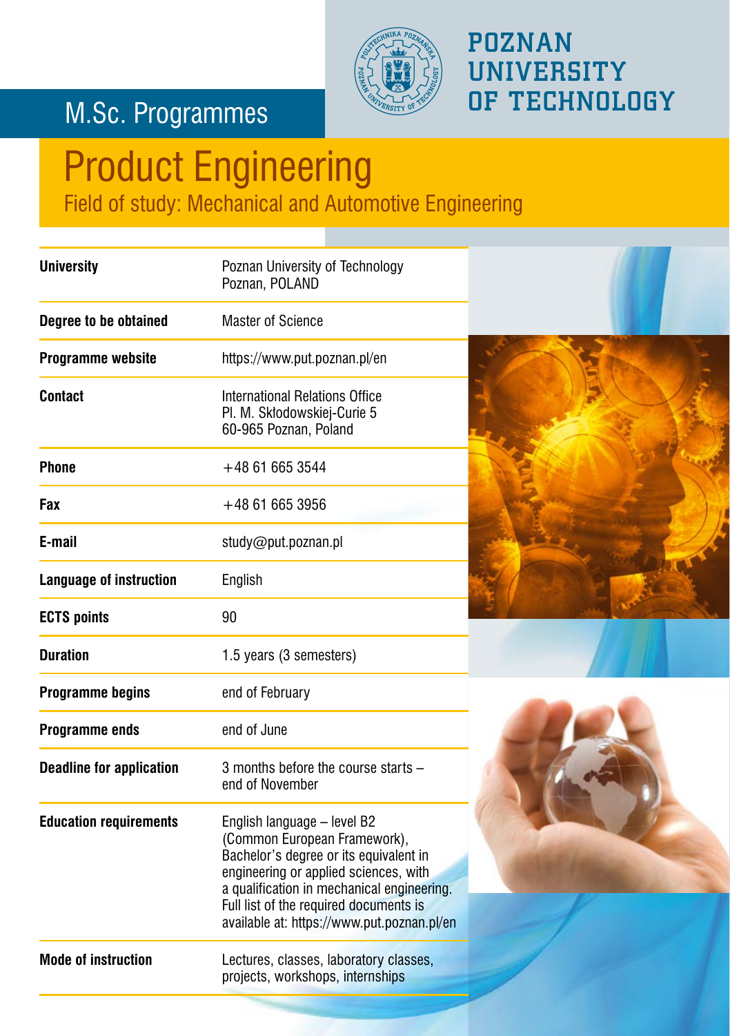# POZNAN UNIVERSITY OF TECHNOLOGY

## M.Sc. Programmes

# Product Engineering

Field of study: Mechanical and Automotive Engineering

| | |
|---|---|
| **University** | Poznan University of Technology<br>Poznan, POLAND |
| **Degree to be obtained** | Master of Science |
| **Programme website** | https://www.put.poznan.pl/en |
| **Contact** | International Relations Office<br>Pl. M. Skłodowskiej-Curie 5<br>60-965 Poznan, Poland |
| **Phone** | +48 61 665 3544 |
| **Fax** | +48 61 665 3956 |
| **E-mail** | study@put.poznan.pl |
| **Language of instruction** | English |
| **ECTS points** | 90 |
| **Duration** | 1.5 years (3 semesters) |
| **Programme begins** | end of February |
| **Programme ends** | end of June |
| **Deadline for application** | 3 months before the course starts – end of November |
| **Education requirements** | English language – level B2 (Common European Framework), Bachelor's degree or its equivalent in engineering or applied sciences, with a qualification in mechanical engineering. Full list of the required documents is available at: https://www.put.poznan.pl/en |
| **Mode of instruction** | Lectures, classes, laboratory classes, projects, workshops, internships |